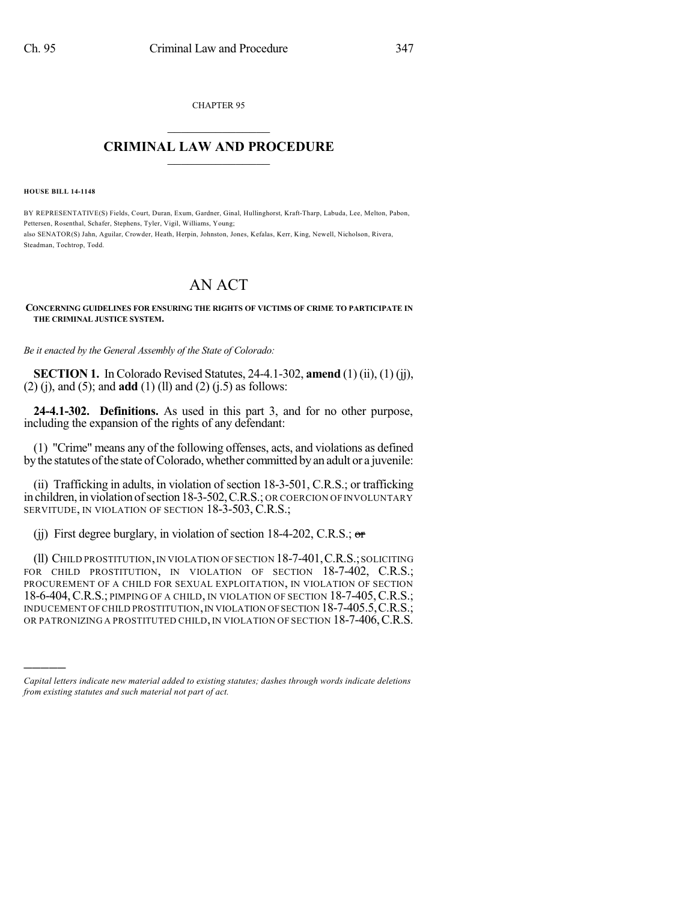CHAPTER 95

## CRIMINAL LAW AND PROCEDURE

**HOUSE BILL 14-1148**

BY REPRESENTATIVE(S) Fields, Court, Duran, Exum, Gardner, Ginal, Hullinghorst, Kraft-Tharp, Labuda, Lee, Melton, Pabon, Pettersen, Rosenthal, Schafer, Stephens, Tyler, Vigil, Williams, Young;
also SENATOR(S) Jahn, Aguilar, Crowder, Heath, Herpin, Johnston, Jones, Kefalas, Kerr, King, Newell, Nicholson, Rivera, Steadman, Tochtrop, Todd.

# AN ACT

**CONCERNING GUIDELINES FOR ENSURING THE RIGHTS OF VICTIMS OF CRIME TO PARTICIPATE IN THE CRIMINAL JUSTICE SYSTEM.**

*Be it enacted by the General Assembly of the State of Colorado:*

**SECTION 1.** In Colorado Revised Statutes, 24-4.1-302, **amend** (1) (ii), (1) (jj), (2) (j), and (5); and **add** (1) (ll) and (2) (j.5) as follows:

**24-4.1-302. Definitions.** As used in this part 3, and for no other purpose, including the expansion of the rights of any defendant:

(1) "Crime" means any of the following offenses, acts, and violations as defined by the statutes of the state of Colorado, whether committed by an adult or a juvenile:

(ii) Trafficking in adults, in violation of section 18-3-501, C.R.S.; or trafficking in children, in violation of section 18-3-502, C.R.S.; OR COERCION OF INVOLUNTARY SERVITUDE, IN VIOLATION OF SECTION 18-3-503, C.R.S.;

(jj) First degree burglary, in violation of section 18-4-202, C.R.S.; ~~or~~

(ll) CHILD PROSTITUTION, IN VIOLATION OF SECTION 18-7-401, C.R.S.; SOLICITING FOR CHILD PROSTITUTION, IN VIOLATION OF SECTION 18-7-402, C.R.S.; PROCUREMENT OF A CHILD FOR SEXUAL EXPLOITATION, IN VIOLATION OF SECTION 18-6-404, C.R.S.; PIMPING OF A CHILD, IN VIOLATION OF SECTION 18-7-405, C.R.S.; INDUCEMENT OF CHILD PROSTITUTION, IN VIOLATION OF SECTION 18-7-405.5, C.R.S.; OR PATRONIZING A PROSTITUTED CHILD, IN VIOLATION OF SECTION 18-7-406, C.R.S.

———

*Capital letters indicate new material added to existing statutes; dashes through words indicate deletions from existing statutes and such material not part of act.*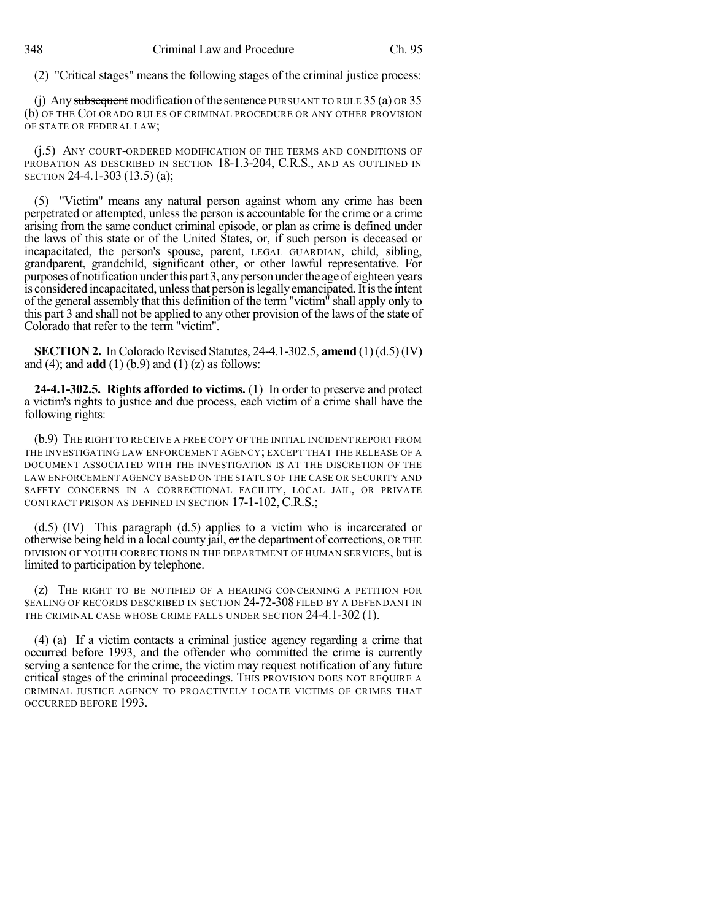(2) "Critical stages" means the following stages of the criminal justice process:

(j) Any ~~subsequent~~ modification of the sentence PURSUANT TO RULE 35 (a) OR 35 (b) OF THE COLORADO RULES OF CRIMINAL PROCEDURE OR ANY OTHER PROVISION OF STATE OR FEDERAL LAW;

(j.5) ANY COURT-ORDERED MODIFICATION OF THE TERMS AND CONDITIONS OF PROBATION AS DESCRIBED IN SECTION 18-1.3-204, C.R.S., AND AS OUTLINED IN SECTION 24-4.1-303 (13.5) (a);

(5) "Victim" means any natural person against whom any crime has been perpetrated or attempted, unless the person is accountable for the crime or a crime arising from the same conduct ~~criminal episode,~~ or plan as crime is defined under the laws of this state or of the United States, or, if such person is deceased or incapacitated, the person's spouse, parent, LEGAL GUARDIAN, child, sibling, grandparent, grandchild, significant other, or other lawful representative. For purposes of notification under this part 3, any person under the age of eighteen years is considered incapacitated, unless that person is legally emancipated. It is the intent of the general assembly that this definition of the term "victim" shall apply only to this part 3 and shall not be applied to any other provision of the laws of the state of Colorado that refer to the term "victim".

**SECTION 2.** In Colorado Revised Statutes, 24-4.1-302.5, **amend** (1) (d.5) (IV) and (4); and **add** (1) (b.9) and (1) (z) as follows:

**24-4.1-302.5. Rights afforded to victims.** (1) In order to preserve and protect a victim's rights to justice and due process, each victim of a crime shall have the following rights:

(b.9) THE RIGHT TO RECEIVE A FREE COPY OF THE INITIAL INCIDENT REPORT FROM THE INVESTIGATING LAW ENFORCEMENT AGENCY; EXCEPT THAT THE RELEASE OF A DOCUMENT ASSOCIATED WITH THE INVESTIGATION IS AT THE DISCRETION OF THE LAW ENFORCEMENT AGENCY BASED ON THE STATUS OF THE CASE OR SECURITY AND SAFETY CONCERNS IN A CORRECTIONAL FACILITY, LOCAL JAIL, OR PRIVATE CONTRACT PRISON AS DEFINED IN SECTION 17-1-102, C.R.S.;

(d.5) (IV) This paragraph (d.5) applies to a victim who is incarcerated or otherwise being held in a local county jail, ~~or~~ the department of corrections, OR THE DIVISION OF YOUTH CORRECTIONS IN THE DEPARTMENT OF HUMAN SERVICES, but is limited to participation by telephone.

(z) THE RIGHT TO BE NOTIFIED OF A HEARING CONCERNING A PETITION FOR SEALING OF RECORDS DESCRIBED IN SECTION 24-72-308 FILED BY A DEFENDANT IN THE CRIMINAL CASE WHOSE CRIME FALLS UNDER SECTION 24-4.1-302 (1).

(4) (a) If a victim contacts a criminal justice agency regarding a crime that occurred before 1993, and the offender who committed the crime is currently serving a sentence for the crime, the victim may request notification of any future critical stages of the criminal proceedings. THIS PROVISION DOES NOT REQUIRE A CRIMINAL JUSTICE AGENCY TO PROACTIVELY LOCATE VICTIMS OF CRIMES THAT OCCURRED BEFORE 1993.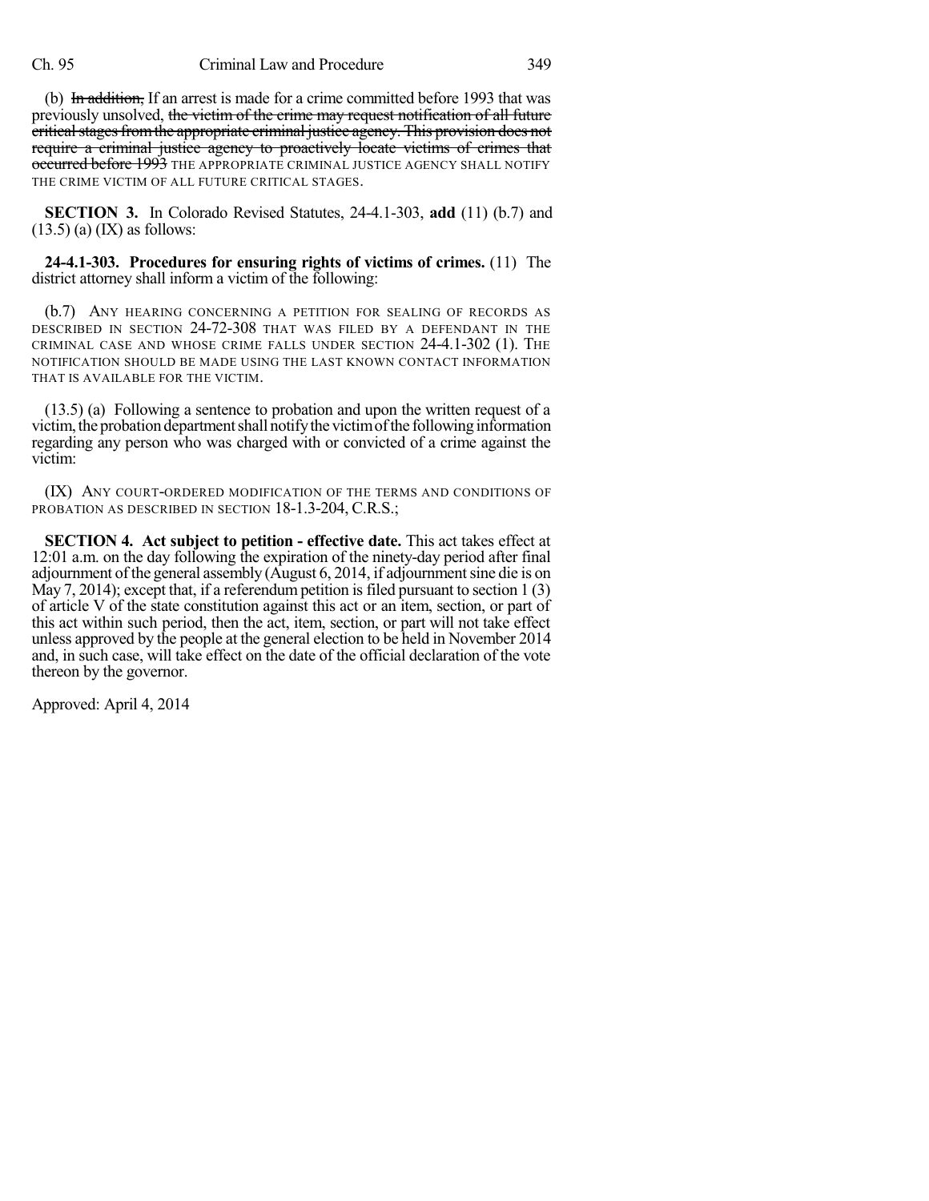(b) ~~In addition,~~ If an arrest is made for a crime committed before 1993 that was previously unsolved, ~~the victim of the crime may request notification of all future critical stages from the appropriate criminal justice agency. This provision does not require a criminal justice agency to proactively locate victims of crimes that occurred before 1993~~ THE APPROPRIATE CRIMINAL JUSTICE AGENCY SHALL NOTIFY THE CRIME VICTIM OF ALL FUTURE CRITICAL STAGES.

**SECTION 3.** In Colorado Revised Statutes, 24-4.1-303, **add** (11) (b.7) and (13.5) (a) (IX) as follows:

**24-4.1-303. Procedures for ensuring rights of victims of crimes.** (11) The district attorney shall inform a victim of the following:

(b.7) ANY HEARING CONCERNING A PETITION FOR SEALING OF RECORDS AS DESCRIBED IN SECTION 24-72-308 THAT WAS FILED BY A DEFENDANT IN THE CRIMINAL CASE AND WHOSE CRIME FALLS UNDER SECTION 24-4.1-302 (1). THE NOTIFICATION SHOULD BE MADE USING THE LAST KNOWN CONTACT INFORMATION THAT IS AVAILABLE FOR THE VICTIM.

(13.5) (a) Following a sentence to probation and upon the written request of a victim, the probation department shall notify the victim of the following information regarding any person who was charged with or convicted of a crime against the victim:

(IX) ANY COURT-ORDERED MODIFICATION OF THE TERMS AND CONDITIONS OF PROBATION AS DESCRIBED IN SECTION 18-1.3-204, C.R.S.;

**SECTION 4. Act subject to petition - effective date.** This act takes effect at 12:01 a.m. on the day following the expiration of the ninety-day period after final adjournment of the general assembly (August 6, 2014, if adjournment sine die is on May 7, 2014); except that, if a referendum petition is filed pursuant to section 1 (3) of article V of the state constitution against this act or an item, section, or part of this act within such period, then the act, item, section, or part will not take effect unless approved by the people at the general election to be held in November 2014 and, in such case, will take effect on the date of the official declaration of the vote thereon by the governor.

Approved: April 4, 2014